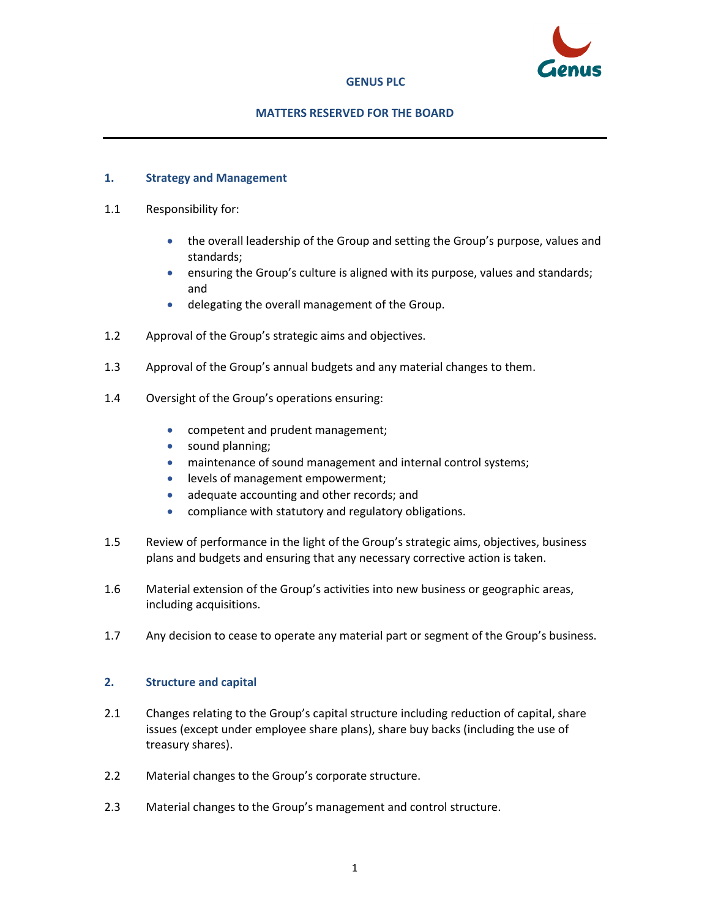# GENUS PLC

## MATTERS RESERVED FOR THE BOARD

### 1. Strategy and Management

1.1 Responsibility for:

- the overall leadership of the Group and setting the Group's purpose, values and standards;
- ensuring the Group's culture is aligned with its purpose, values and standards; and
- delegating the overall management of the Group.

1.2 Approval of the Group's strategic aims and objectives.

1.3 Approval of the Group's annual budgets and any material changes to them.

1.4 Oversight of the Group's operations ensuring:

- competent and prudent management;
- sound planning;
- maintenance of sound management and internal control systems;
- levels of management empowerment;
- adequate accounting and other records; and
- compliance with statutory and regulatory obligations.

1.5 Review of performance in the light of the Group's strategic aims, objectives, business plans and budgets and ensuring that any necessary corrective action is taken.

1.6 Material extension of the Group's activities into new business or geographic areas, including acquisitions.

1.7 Any decision to cease to operate any material part or segment of the Group's business.

### 2. Structure and capital

2.1 Changes relating to the Group's capital structure including reduction of capital, share issues (except under employee share plans), share buy backs (including the use of treasury shares).

2.2 Material changes to the Group's corporate structure.

2.3 Material changes to the Group's management and control structure.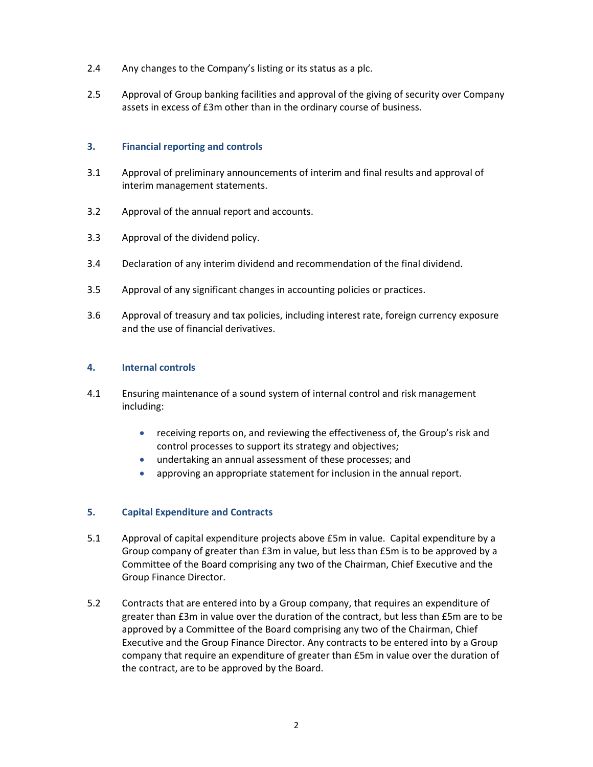2.4 Any changes to the Company's listing or its status as a plc.

2.5 Approval of Group banking facilities and approval of the giving of security over Company assets in excess of £3m other than in the ordinary course of business.

## 3. Financial reporting and controls

3.1 Approval of preliminary announcements of interim and final results and approval of interim management statements.

3.2 Approval of the annual report and accounts.

3.3 Approval of the dividend policy.

3.4 Declaration of any interim dividend and recommendation of the final dividend.

3.5 Approval of any significant changes in accounting policies or practices.

3.6 Approval of treasury and tax policies, including interest rate, foreign currency exposure and the use of financial derivatives.

## 4. Internal controls

4.1 Ensuring maintenance of a sound system of internal control and risk management including:

- receiving reports on, and reviewing the effectiveness of, the Group's risk and control processes to support its strategy and objectives;
- undertaking an annual assessment of these processes; and
- approving an appropriate statement for inclusion in the annual report.

## 5. Capital Expenditure and Contracts

5.1 Approval of capital expenditure projects above £5m in value. Capital expenditure by a Group company of greater than £3m in value, but less than £5m is to be approved by a Committee of the Board comprising any two of the Chairman, Chief Executive and the Group Finance Director.

5.2 Contracts that are entered into by a Group company, that requires an expenditure of greater than £3m in value over the duration of the contract, but less than £5m are to be approved by a Committee of the Board comprising any two of the Chairman, Chief Executive and the Group Finance Director. Any contracts to be entered into by a Group company that require an expenditure of greater than £5m in value over the duration of the contract, are to be approved by the Board.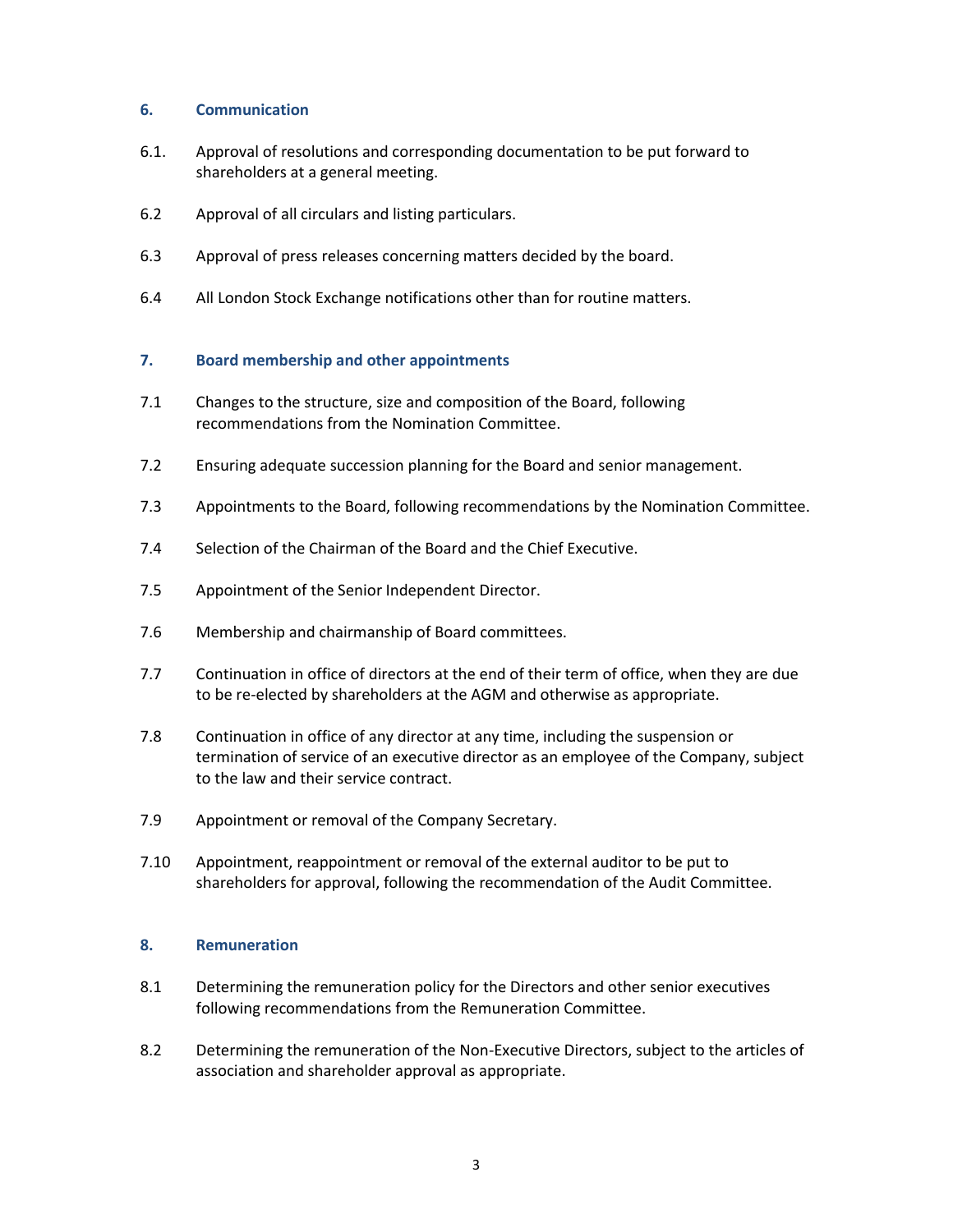## 6. Communication

6.1. Approval of resolutions and corresponding documentation to be put forward to shareholders at a general meeting.

6.2 Approval of all circulars and listing particulars.

6.3 Approval of press releases concerning matters decided by the board.

6.4 All London Stock Exchange notifications other than for routine matters.

## 7. Board membership and other appointments

7.1 Changes to the structure, size and composition of the Board, following recommendations from the Nomination Committee.

7.2 Ensuring adequate succession planning for the Board and senior management.

7.3 Appointments to the Board, following recommendations by the Nomination Committee.

7.4 Selection of the Chairman of the Board and the Chief Executive.

7.5 Appointment of the Senior Independent Director.

7.6 Membership and chairmanship of Board committees.

7.7 Continuation in office of directors at the end of their term of office, when they are due to be re-elected by shareholders at the AGM and otherwise as appropriate.

7.8 Continuation in office of any director at any time, including the suspension or termination of service of an executive director as an employee of the Company, subject to the law and their service contract.

7.9 Appointment or removal of the Company Secretary.

7.10 Appointment, reappointment or removal of the external auditor to be put to shareholders for approval, following the recommendation of the Audit Committee.

## 8. Remuneration

8.1 Determining the remuneration policy for the Directors and other senior executives following recommendations from the Remuneration Committee.

8.2 Determining the remuneration of the Non-Executive Directors, subject to the articles of association and shareholder approval as appropriate.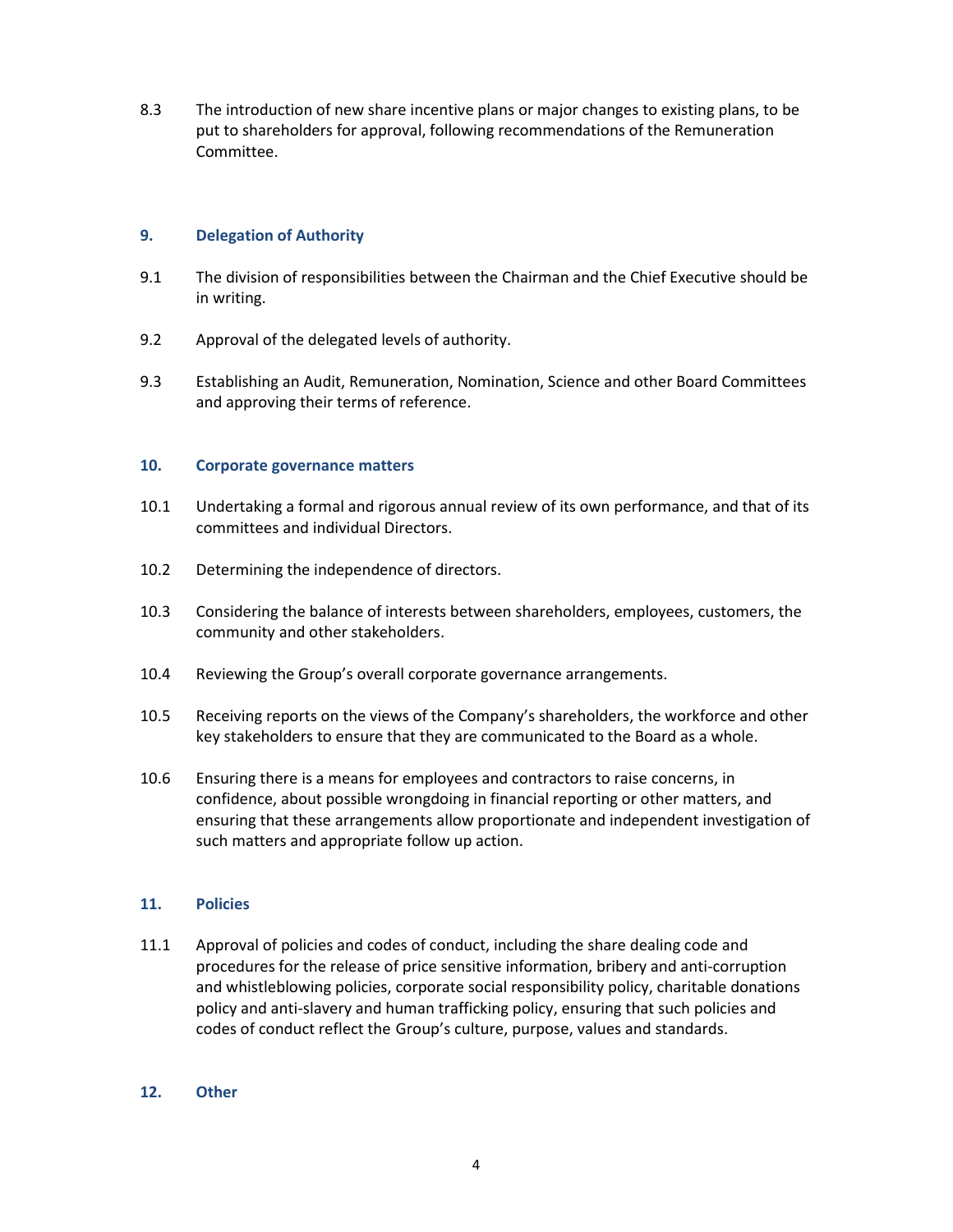8.3 The introduction of new share incentive plans or major changes to existing plans, to be put to shareholders for approval, following recommendations of the Remuneration Committee.

## 9. Delegation of Authority

9.1 The division of responsibilities between the Chairman and the Chief Executive should be in writing.

9.2 Approval of the delegated levels of authority.

9.3 Establishing an Audit, Remuneration, Nomination, Science and other Board Committees and approving their terms of reference.

## 10. Corporate governance matters

10.1 Undertaking a formal and rigorous annual review of its own performance, and that of its committees and individual Directors.

10.2 Determining the independence of directors.

10.3 Considering the balance of interests between shareholders, employees, customers, the community and other stakeholders.

10.4 Reviewing the Group's overall corporate governance arrangements.

10.5 Receiving reports on the views of the Company's shareholders, the workforce and other key stakeholders to ensure that they are communicated to the Board as a whole.

10.6 Ensuring there is a means for employees and contractors to raise concerns, in confidence, about possible wrongdoing in financial reporting or other matters, and ensuring that these arrangements allow proportionate and independent investigation of such matters and appropriate follow up action.

## 11. Policies

11.1 Approval of policies and codes of conduct, including the share dealing code and procedures for the release of price sensitive information, bribery and anti-corruption and whistleblowing policies, corporate social responsibility policy, charitable donations policy and anti-slavery and human trafficking policy, ensuring that such policies and codes of conduct reflect the Group's culture, purpose, values and standards.

## 12. Other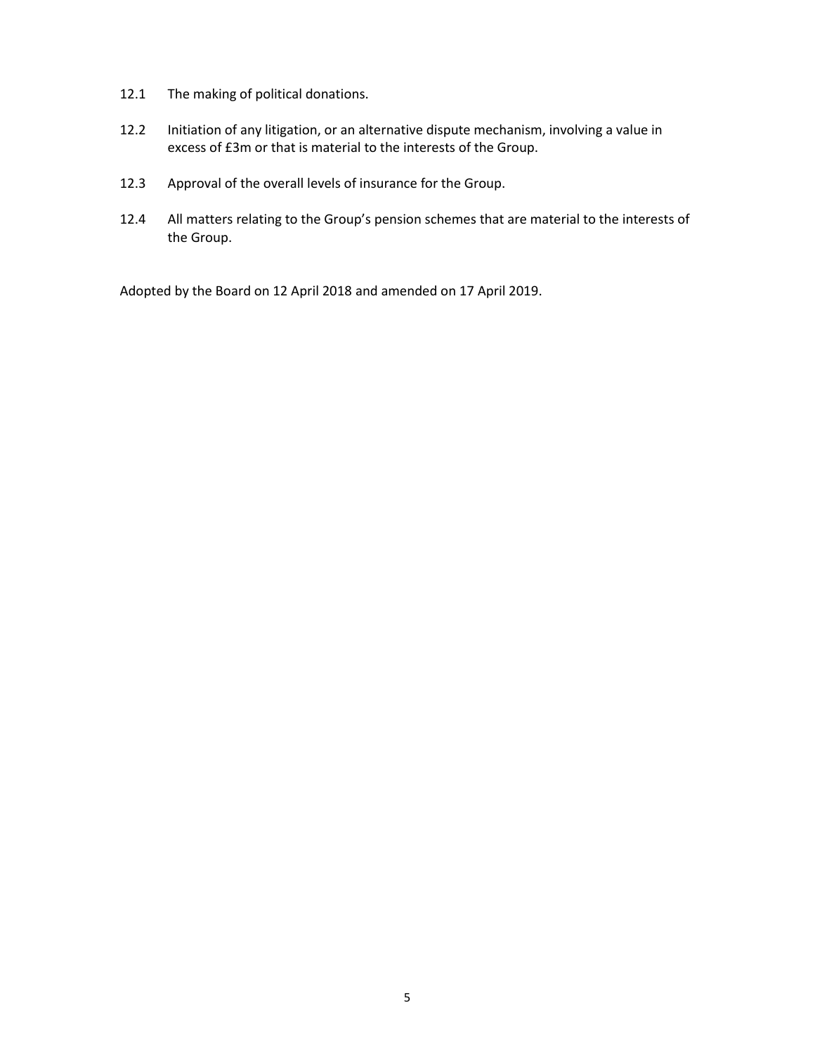12.1 The making of political donations.

12.2 Initiation of any litigation, or an alternative dispute mechanism, involving a value in excess of £3m or that is material to the interests of the Group.

12.3 Approval of the overall levels of insurance for the Group.

12.4 All matters relating to the Group's pension schemes that are material to the interests of the Group.

Adopted by the Board on 12 April 2018 and amended on 17 April 2019.